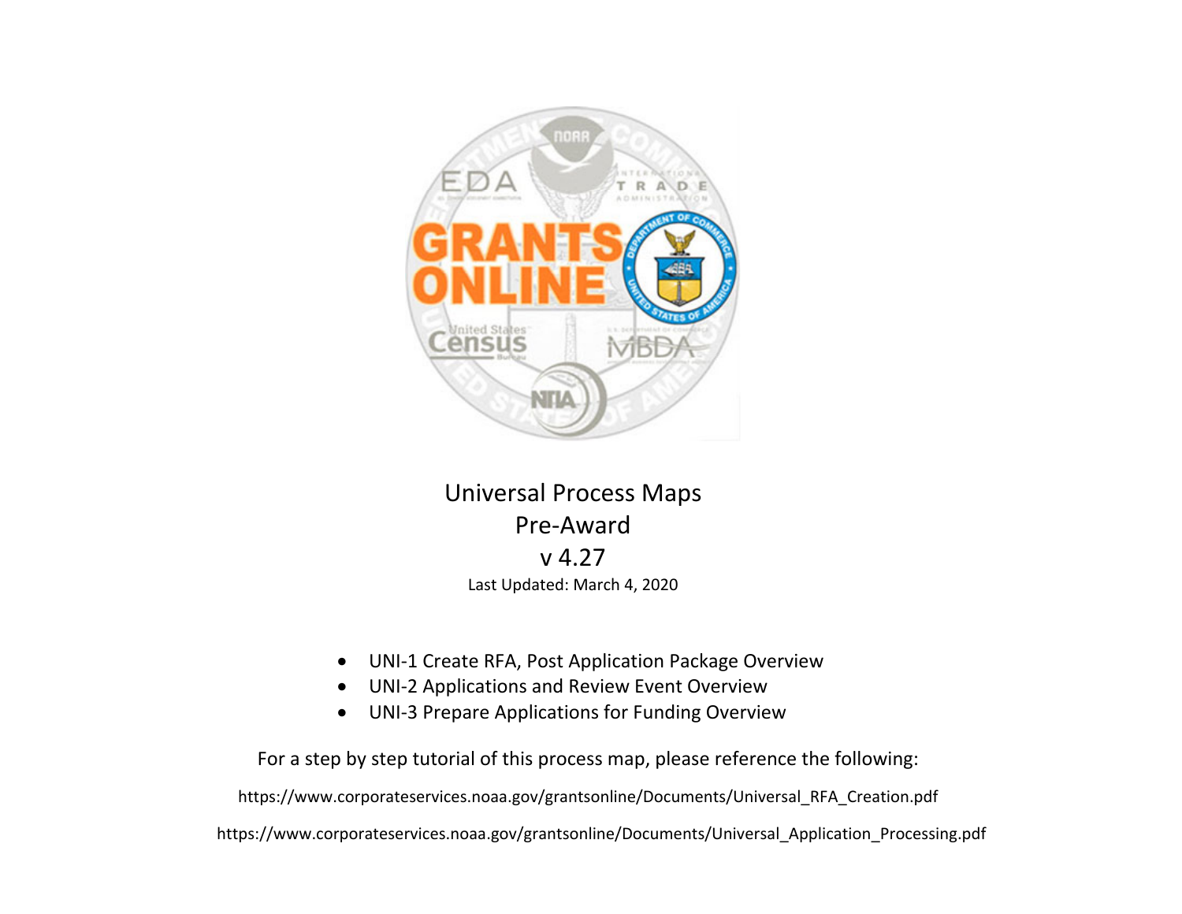# Universal Process Maps

## Pre-Award

## v 4.27

Last Updated: March 4, 2020

- UNI-1 Create RFA, Post Application Package Overview
- UNI-2 Applications and Review Event Overview
- UNI-3 Prepare Applications for Funding Overview

For a step by step tutorial of this process map, please reference the following:

https://www.corporateservices.noaa.gov/grantsonline/Documents/Universal_RFA_Creation.pdf

https://www.corporateservices.noaa.gov/grantsonline/Documents/Universal_Application_Processing.pdf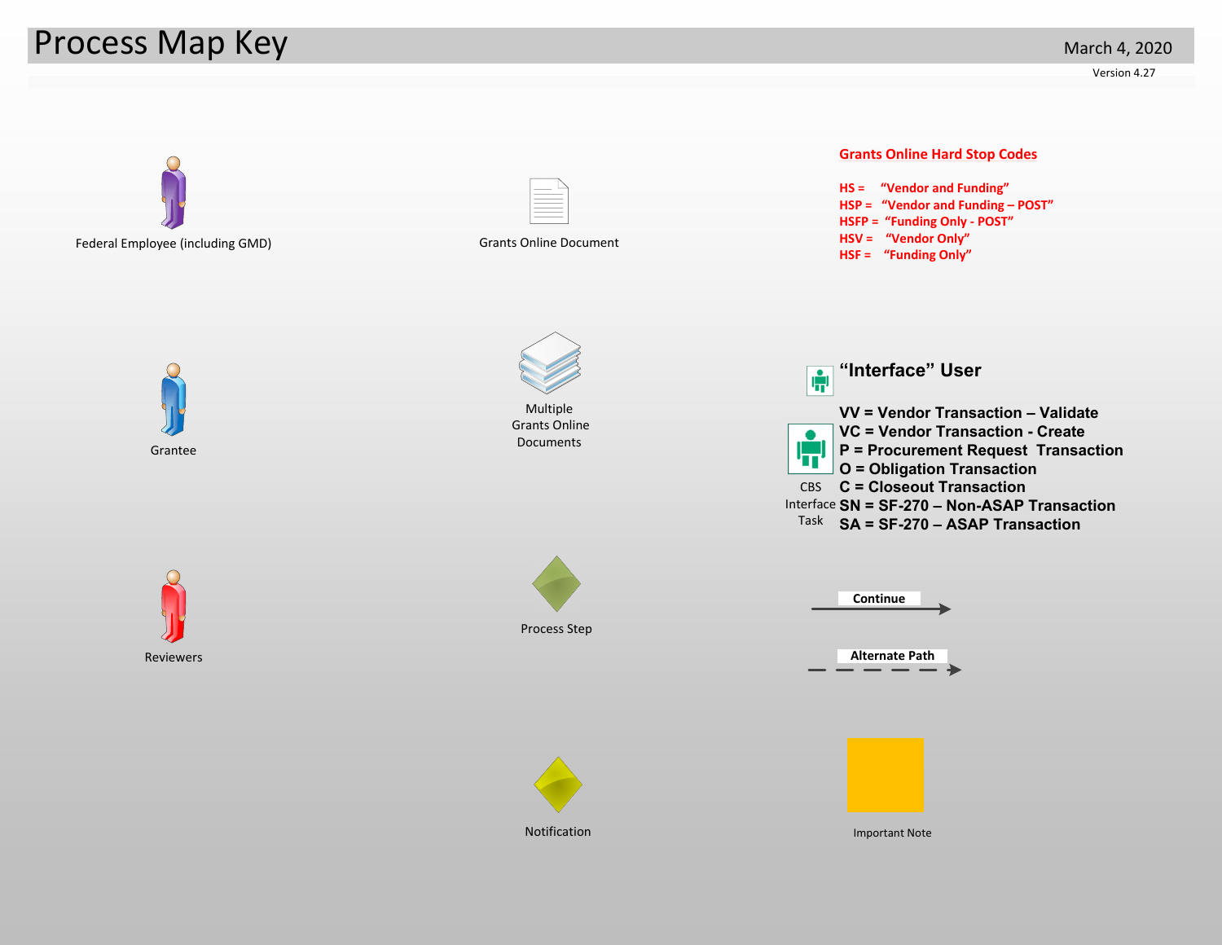# Process Map Key

March 4, 2020

Version 4.27

Federal Employee (including GMD)

Grants Online Document

## Grants Online Hard Stop Codes

HS = "Vendor and Funding"
HSP = "Vendor and Funding – POST"
HSFP = "Funding Only - POST"
HSV = "Vendor Only"
HSF = "Funding Only"

Grantee

Multiple Grants Online Documents

**"Interface" User**

CBS Interface Task

**VV = Vendor Transaction – Validate**
**VC = Vendor Transaction - Create**
**P = Procurement Request Transaction**
**O = Obligation Transaction**
**C = Closeout Transaction**
**SN = SF-270 – Non-ASAP Transaction**
**SA = SF-270 – ASAP Transaction**

Reviewers

Process Step

**Continue**

**Alternate Path**

Notification

Important Note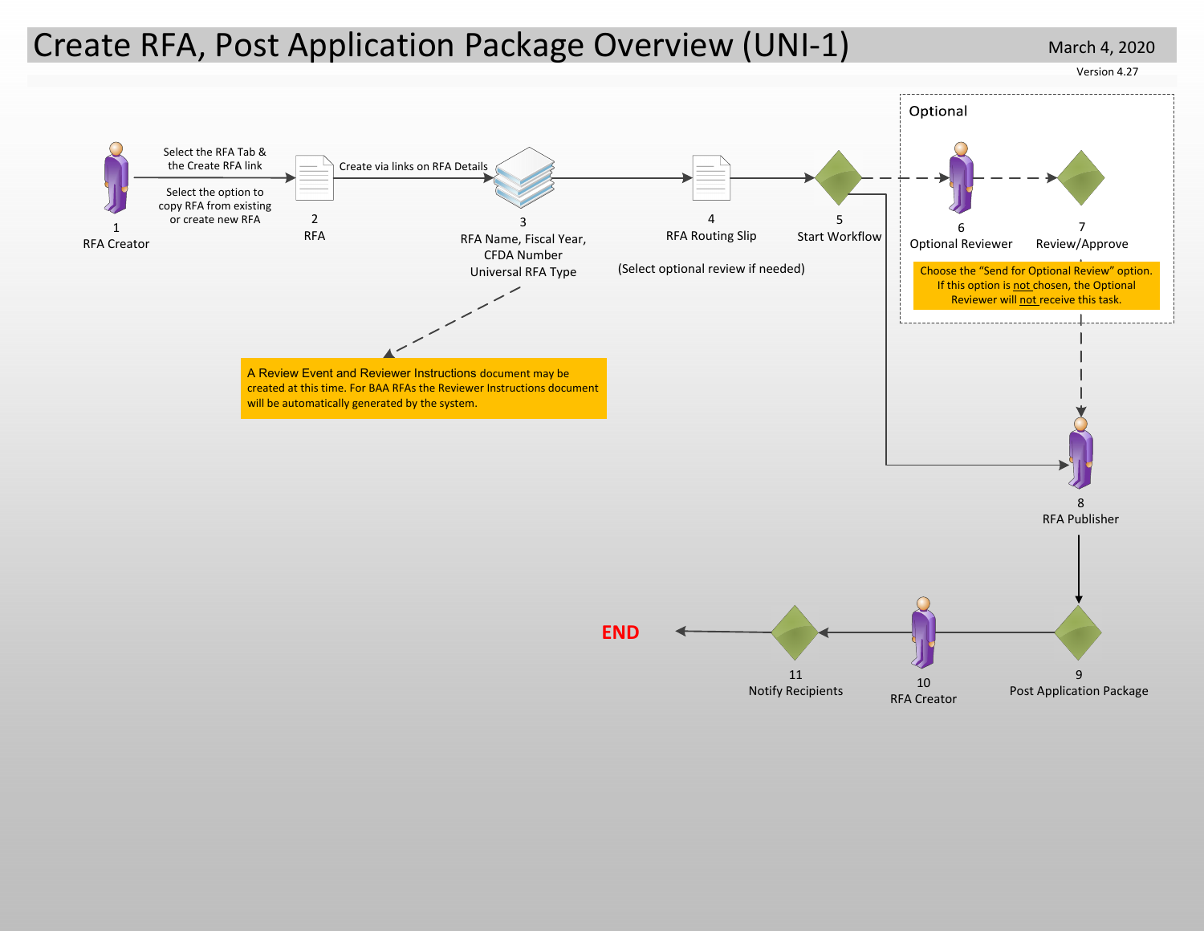# Create RFA, Post Application Package Overview (UNI-1)

March 4, 2020

Version 4.27

1 RFA Creator

Select the RFA Tab & the Create RFA link

Select the option to copy RFA from existing or create new RFA

2 RFA

Create via links on RFA Details

3 RFA Name, Fiscal Year, CFDA Number Universal RFA Type

A Review Event and Reviewer Instructions document may be created at this time. For BAA RFAs the Reviewer Instructions document will be automatically generated by the system.

4 RFA Routing Slip

(Select optional review if needed)

5 Start Workflow

Optional

6 Optional Reviewer

7 Review/Approve

Choose the "Send for Optional Review" option. If this option is not chosen, the Optional Reviewer will not receive this task.

8 RFA Publisher

9 Post Application Package

10 RFA Creator

11 Notify Recipients

END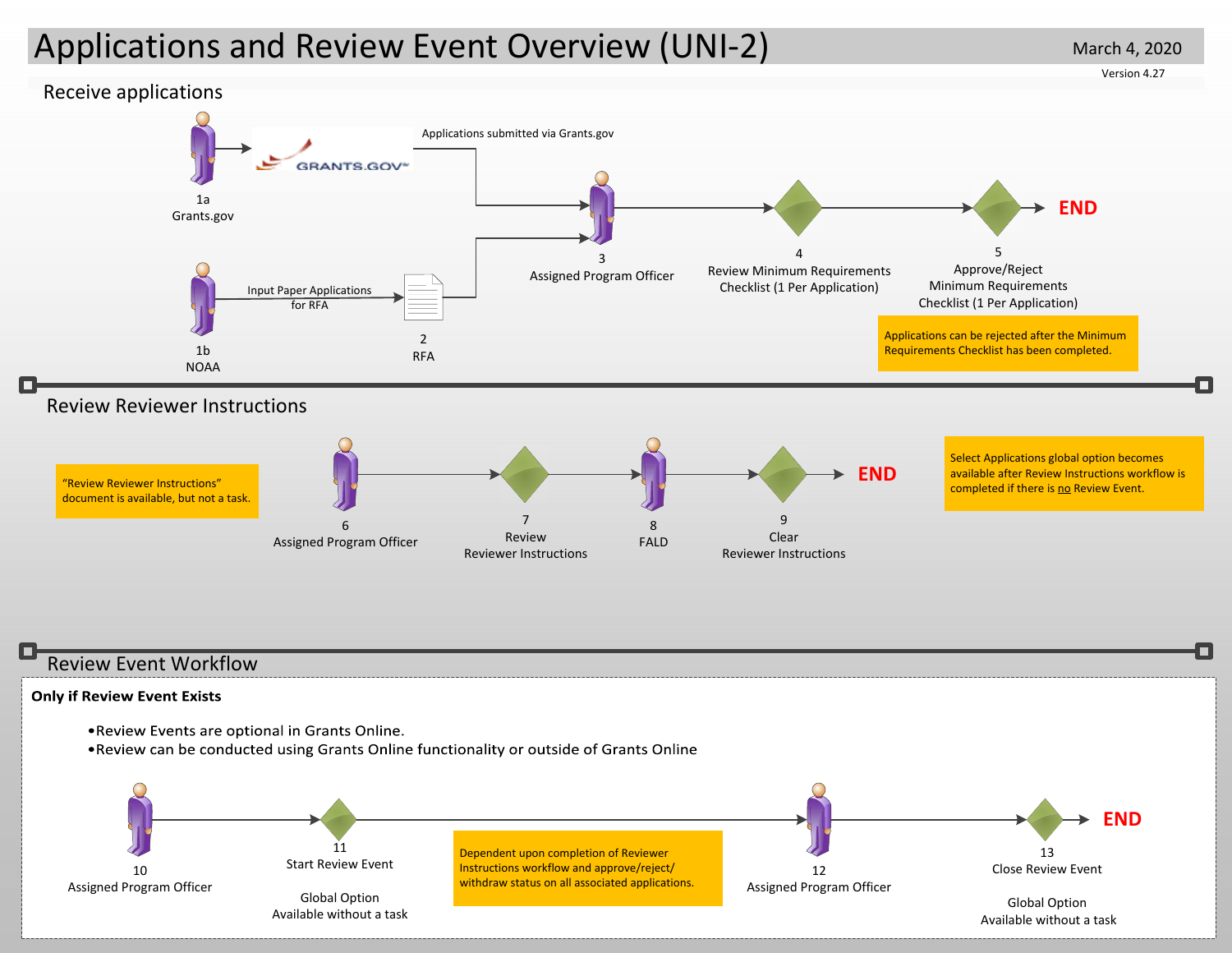# Applications and Review Event Overview (UNI-2)

March 4, 2020

Version 4.27

## Receive applications

1a
Grants.gov

GRANTS.GOV

Applications submitted via Grants.gov

1b
NOAA

Input Paper Applications for RFA

2
RFA

3
Assigned Program Officer

4
Review Minimum Requirements Checklist (1 Per Application)

5
Approve/Reject Minimum Requirements Checklist (1 Per Application)

END

Applications can be rejected after the Minimum Requirements Checklist has been completed.

## Review Reviewer Instructions

"Review Reviewer Instructions" document is available, but not a task.

6
Assigned Program Officer

7
Review Reviewer Instructions

8
FALD

9
Clear Reviewer Instructions

END

Select Applications global option becomes available after Review Instructions workflow is completed if there is no Review Event.

## Review Event Workflow

**Only if Review Event Exists**

- Review Events are optional in Grants Online.
- Review can be conducted using Grants Online functionality or outside of Grants Online

10
Assigned Program Officer

11
Start Review Event

Global Option
Available without a task

Dependent upon completion of Reviewer Instructions workflow and approve/reject/withdraw status on all associated applications.

12
Assigned Program Officer

13
Close Review Event

Global Option
Available without a task

END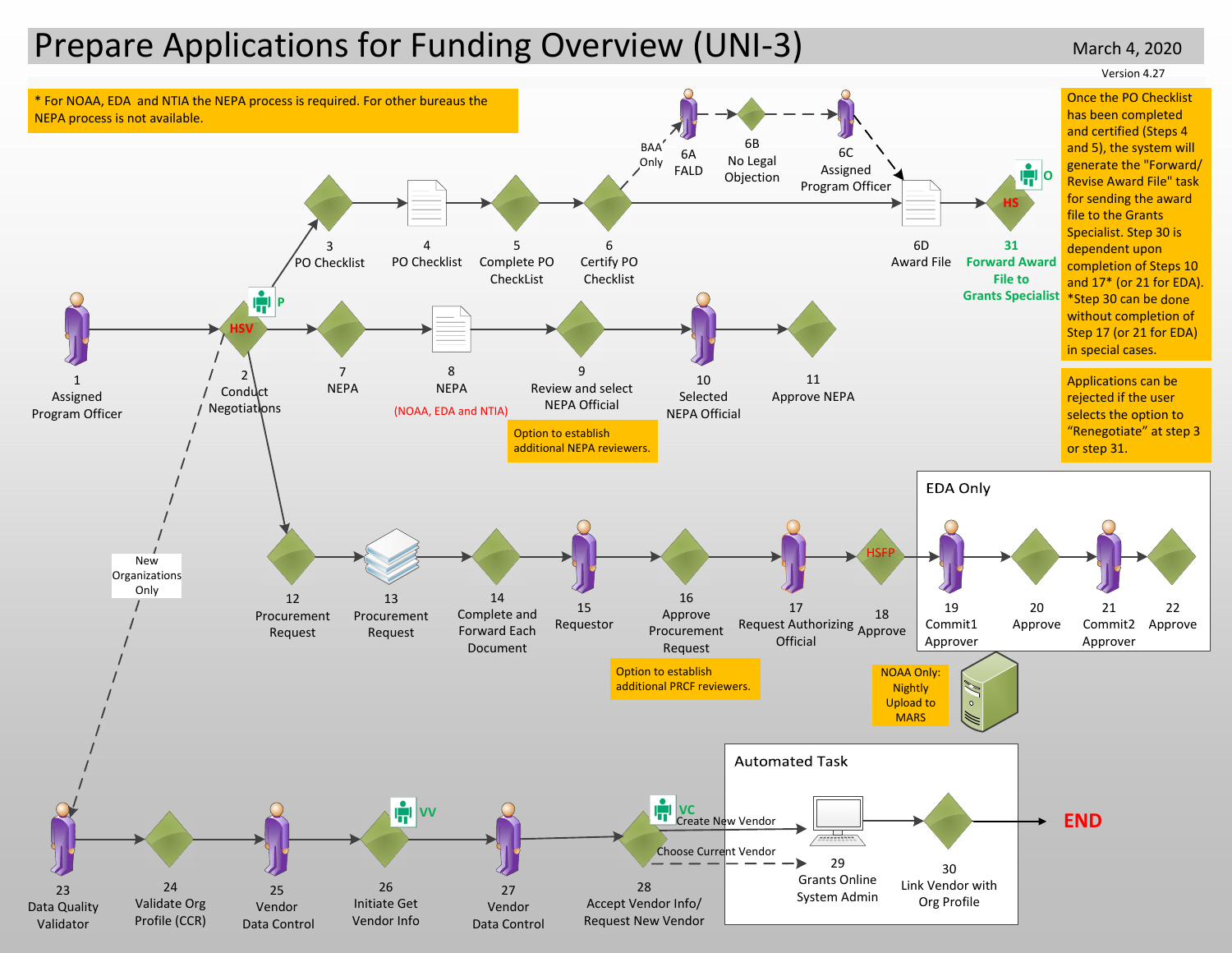# Prepare Applications for Funding Overview (UNI-3)

March 4, 2020

Version 4.27

* For NOAA, EDA and NTIA the NEPA process is required. For other bureaus the NEPA process is not available.

Once the PO Checklist has been completed and certified (Steps 4 and 5), the system will generate the "Forward/ Revise Award File" task for sending the award file to the Grants Specialist. Step 30 is dependent upon completion of Steps 10 and 17* (or 21 for EDA). *Step 30 can be done without completion of Step 17 (or 21 for EDA) in special cases.

Applications can be rejected if the user selects the option to “Renegotiate” at step 3 or step 31.

1 Assigned Program Officer

2 Conduct Negotiations (HSV, P)

3 PO Checklist

4 PO Checklist

5 Complete PO CheckList

6 Certify PO Checklist

BAA Only

6A FALD

6B No Legal Objection

6C Assigned Program Officer

6D Award File

31 Forward Award File to Grants Specialist (HS, O)

7 NEPA

8 NEPA (NOAA, EDA and NTIA)

9 Review and select NEPA Official

Option to establish additional NEPA reviewers.

10 Selected NEPA Official

11 Approve NEPA

12 Procurement Request

13 Procurement Request

14 Complete and Forward Each Document

15 Requestor

16 Approve Procurement Request

Option to establish additional PRCF reviewers.

17 Request Authorizing Official

18 Approve (HSFP)

NOAA Only: Nightly Upload to MARS

EDA Only

19 Commit1 Approver

20 Approve

21 Commit2 Approver

22 Approve

New Organizations Only

23 Data Quality Validator

24 Validate Org Profile (CCR)

25 Vendor Data Control

26 Initiate Get Vendor Info (VV)

27 Vendor Data Control

28 Accept Vendor Info/ Request New Vendor (VC)

Create New Vendor

Choose Current Vendor

Automated Task

29 Grants Online System Admin

30 Link Vendor with Org Profile

END